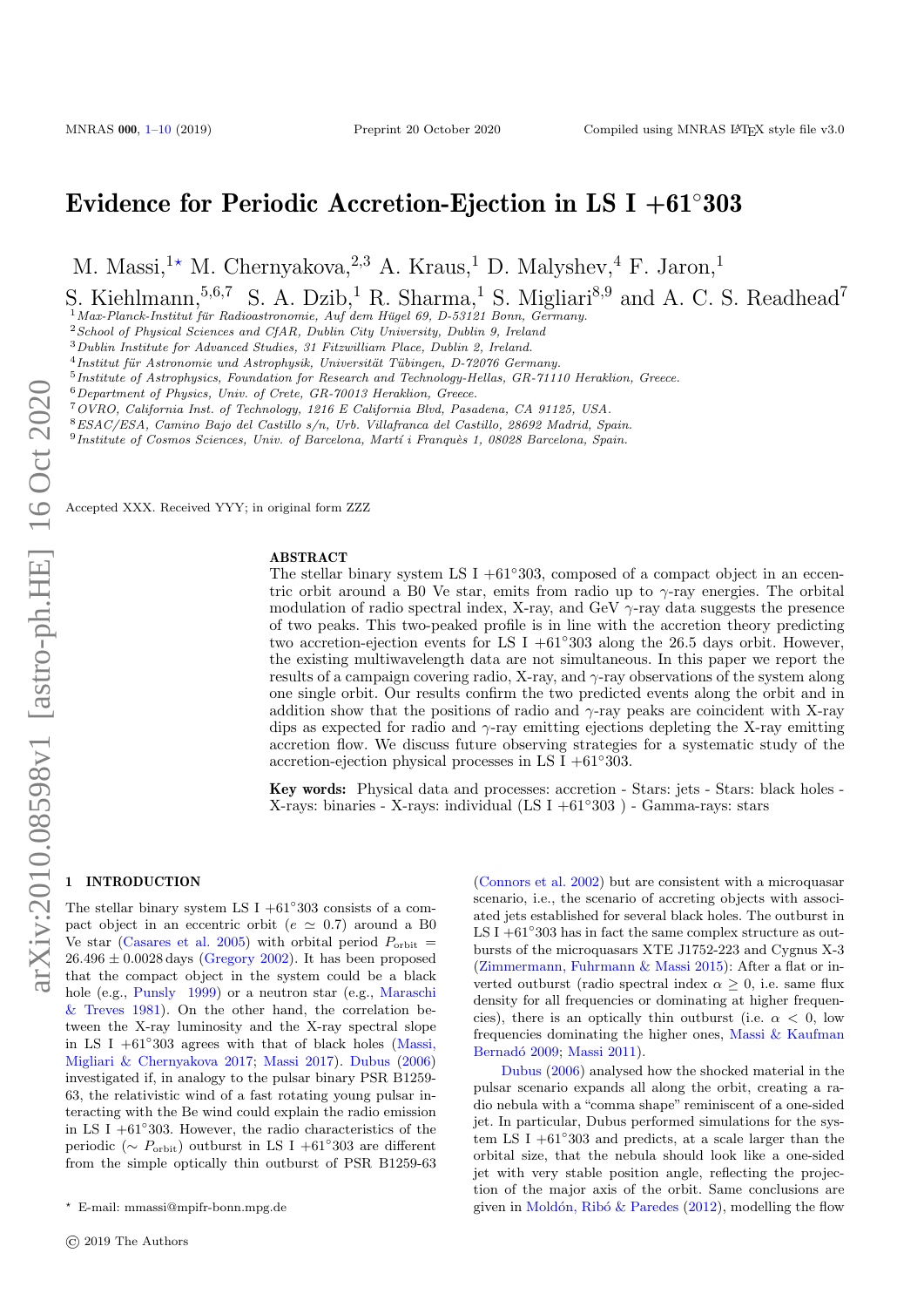# Evidence for Periodic Accretion-Ejection in LS I +61°303

M. Massi,[1⋆] M. Chernyakova,[2,3] A. Kraus,[1] D. Malyshev,[4] F. Jaron,[1] S. Kiehlmann,[5,6,7] S. A. Dzib,[1] R. Sharma,[1] S. Migliari[8,9] and A. C. S. Readhead[7]

[1]*Max-Planck-Institut für Radioastronomie, Auf dem Hügel 69, D-53121 Bonn, Germany.*
[2]*School of Physical Sciences and CfAR, Dublin City University, Dublin 9, Ireland*
[3]*Dublin Institute for Advanced Studies, 31 Fitzwilliam Place, Dublin 2, Ireland.*
[4]*Institut für Astronomie und Astrophysik, Universität Tübingen, D-72076 Germany.*
[5]*Institute of Astrophysics, Foundation for Research and Technology-Hellas, GR-71110 Heraklion, Greece.*
[6]*Department of Physics, Univ. of Crete, GR-70013 Heraklion, Greece.*
[7]*OVRO, California Inst. of Technology, 1216 E California Blvd, Pasadena, CA 91125, USA.*
[8]*ESAC/ESA, Camino Bajo del Castillo s/n, Urb. Villafranca del Castillo, 28692 Madrid, Spain.*
[9]*Institute of Cosmos Sciences, Univ. of Barcelona, Martí i Franquès 1, 08028 Barcelona, Spain.*

Accepted XXX. Received YYY; in original form ZZZ

## ABSTRACT

The stellar binary system LS I +61°303, composed of a compact object in an eccentric orbit around a B0 Ve star, emits from radio up to $\gamma$-ray energies. The orbital modulation of radio spectral index, X-ray, and GeV $\gamma$-ray data suggests the presence of two peaks. This two-peaked profile is in line with the accretion theory predicting two accretion-ejection events for LS I +61°303 along the 26.5 days orbit. However, the existing multiwavelength data are not simultaneous. In this paper we report the results of a campaign covering radio, X-ray, and $\gamma$-ray observations of the system along one single orbit. Our results confirm the two predicted events along the orbit and in addition show that the positions of radio and $\gamma$-ray peaks are coincident with X-ray dips as expected for radio and $\gamma$-ray emitting ejections depleting the X-ray emitting accretion flow. We discuss future observing strategies for a systematic study of the accretion-ejection physical processes in LS I +61°303.

**Key words:** Physical data and processes: accretion - Stars: jets - Stars: black holes - X-rays: binaries - X-rays: individual (LS I +61°303 ) - Gamma-rays: stars

## 1 INTRODUCTION

The stellar binary system LS I +61°303 consists of a compact object in an eccentric orbit ($e \simeq 0.7$) around a B0 Ve star (Casares et al. 2005) with orbital period $P_{\rm orbit} = 26.496 \pm 0.0028$ days (Gregory 2002). It has been proposed that the compact object in the system could be a black hole (e.g., Punsly 1999) or a neutron star (e.g., Maraschi & Treves 1981). On the other hand, the correlation between the X-ray luminosity and the X-ray spectral slope in LS I +61°303 agrees with that of black holes (Massi, Migliari & Chernyakova 2017; Massi 2017). Dubus (2006) investigated if, in analogy to the pulsar binary PSR B1259-63, the relativistic wind of a fast rotating young pulsar interacting with the Be wind could explain the radio emission in LS I +61°303. However, the radio characteristics of the periodic ($\sim P_{\rm orbit}$) outburst in LS I +61°303 are different from the simple optically thin outburst of PSR B1259-63 (Connors et al. 2002) but are consistent with a microquasar scenario, i.e., the scenario of accreting objects with associated jets established for several black holes. The outburst in LS I +61°303 has in fact the same complex structure as outbursts of the microquasars XTE J1752-223 and Cygnus X-3 (Zimmermann, Fuhrmann & Massi 2015): After a flat or inverted outburst (radio spectral index $\alpha \geq 0$, i.e. same flux density for all frequencies or dominating at higher frequencies), there is an optically thin outburst (i.e. $\alpha < 0$, low frequencies dominating the higher ones, Massi & Kaufman Bernadó 2009; Massi 2011).

Dubus (2006) analysed how the shocked material in the pulsar scenario expands all along the orbit, creating a radio nebula with a "comma shape" reminiscent of a one-sided jet. In particular, Dubus performed simulations for the system LS I +61°303 and predicts, at a scale larger than the orbital size, that the nebula should look like a one-sided jet with very stable position angle, reflecting the projection of the major axis of the orbit. Same conclusions are given in Moldón, Ribó & Paredes (2012), modelling the flow

⋆ E-mail: mmassi@mpifr-bonn.mpg.de

© 2019 The Authors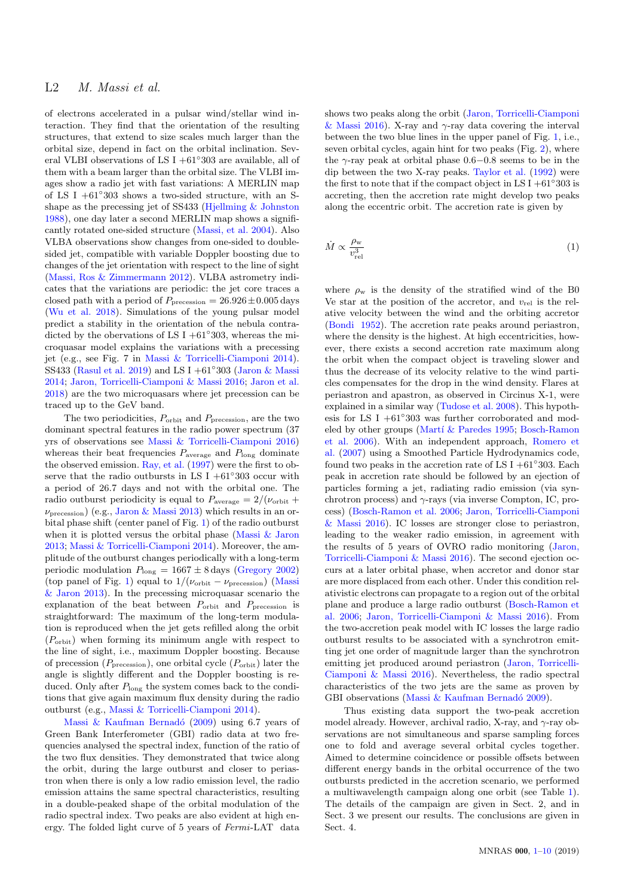of electrons accelerated in a pulsar wind/stellar wind interaction. They find that the orientation of the resulting structures, that extend to size scales much larger than the orbital size, depend in fact on the orbital inclination. Several VLBI observations of LS I +61°303 are available, all of them with a beam larger than the orbital size. The VLBI images show a radio jet with fast variations: A MERLIN map of LS I +61°303 shows a two-sided structure, with an S-shape as the precessing jet of SS433 (Hjellming & Johnston 1988), one day later a second MERLIN map shows a significantly rotated one-sided structure (Massi, et al. 2004). Also VLBA observations show changes from one-sided to double-sided jet, compatible with variable Doppler boosting due to changes of the jet orientation with respect to the line of sight (Massi, Ros & Zimmermann 2012). VLBA astrometry indicates that the variations are periodic: the jet core traces a closed path with a period of $P_{\rm precession} = 26.926 \pm 0.005$ days (Wu et al. 2018). Simulations of the young pulsar model predict a stability in the orientation of the nebula contradicted by the observations of LS I +61°303, whereas the microquasar model explains the variations with a precessing jet (e.g., see Fig. 7 in Massi & Torricelli-Ciamponi 2014). SS433 (Rasul et al. 2019) and LS I +61°303 (Jaron & Massi 2014; Jaron, Torricelli-Ciamponi & Massi 2016; Jaron et al. 2018) are the two microquasars where jet precession can be traced up to the GeV band.

The two periodicities, $P_{\rm orbit}$ and $P_{\rm precession}$, are the two dominant spectral features in the radio power spectrum (37 yrs of observations see Massi & Torricelli-Ciamponi 2016) whereas their beat frequencies $P_{\rm average}$ and $P_{\rm long}$ dominate the observed emission. Ray, et al. (1997) were the first to observe that the radio outbursts in LS I +61°303 occur with a period of 26.7 days and not with the orbital one. The radio outburst periodicity is equal to $P_{\rm average} = 2/(\nu_{\rm orbit} + \nu_{\rm precession})$ (e.g., Jaron & Massi 2013) which results in an orbital phase shift (center panel of Fig. 1) of the radio outburst when it is plotted versus the orbital phase (Massi & Jaron 2013; Massi & Torricelli-Ciamponi 2014). Moreover, the amplitude of the outburst changes periodically with a long-term periodic modulation $P_{\rm long} = 1667 \pm 8$ days (Gregory 2002) (top panel of Fig. 1) equal to $1/(\nu_{\rm orbit} - \nu_{\rm precession})$ (Massi & Jaron 2013). In the precessing microquasar scenario the explanation of the beat between $P_{\rm orbit}$ and $P_{\rm precession}$ is straightforward: The maximum of the long-term modulation is reproduced when the jet gets refilled along the orbit ($P_{\rm orbit}$) when forming its minimum angle with respect to the line of sight, i.e., maximum Doppler boosting. Because of precession ($P_{\rm precession}$), one orbital cycle ($P_{\rm orbit}$) later the angle is slightly different and the Doppler boosting is reduced. Only after $P_{\rm long}$ the system comes back to the conditions that give again maximum flux density during the radio outburst (e.g., Massi & Torricelli-Ciamponi 2014).

Massi & Kaufman Bernadó (2009) using 6.7 years of Green Bank Interferometer (GBI) radio data at two frequencies analysed the spectral index, function of the ratio of the two flux densities. They demonstrated that twice along the orbit, during the large outburst and closer to periastron when there is only a low radio emission level, the radio emission attains the same spectral characteristics, resulting in a double-peaked shape of the orbital modulation of the radio spectral index. Two peaks are also evident at high energy. The folded light curve of 5 years of *Fermi*-LAT data shows two peaks along the orbit (Jaron, Torricelli-Ciamponi & Massi 2016). X-ray and $\gamma$-ray data covering the interval between the two blue lines in the upper panel of Fig. 1, i.e., seven orbital cycles, again hint for two peaks (Fig. 2), where the $\gamma$-ray peak at orbital phase 0.6−0.8 seems to be in the dip between the two X-ray peaks. Taylor et al. (1992) were the first to note that if the compact object in LS I +61°303 is accreting, then the accretion rate might develop two peaks along the eccentric orbit. The accretion rate is given by

$$\dot{M} \propto \frac{\rho_{\rm w}}{v_{\rm rel}^3} \tag{1}$$

where $\rho_{\rm w}$ is the density of the stratified wind of the B0 Ve star at the position of the accretor, and $v_{\rm rel}$ is the relative velocity between the wind and the orbiting accretor (Bondi 1952). The accretion rate peaks around periastron, where the density is the highest. At high eccentricities, however, there exists a second accretion rate maximum along the orbit when the compact object is traveling slower and thus the decrease of its velocity relative to the wind particles compensates for the drop in the wind density. Flares at periastron and apastron, as observed in Circinus X-1, were explained in a similar way (Tudose et al. 2008). This hypothesis for LS I +61°303 was further corroborated and modeled by other groups (Martí & Paredes 1995; Bosch-Ramon et al. 2006). With an independent approach, Romero et al. (2007) using a Smoothed Particle Hydrodynamics code, found two peaks in the accretion rate of LS I +61°303. Each peak in accretion rate should be followed by an ejection of particles forming a jet, radiating radio emission (via synchrotron process) and $\gamma$-rays (via inverse Compton, IC, process) (Bosch-Ramon et al. 2006; Jaron, Torricelli-Ciamponi & Massi 2016). IC losses are stronger close to periastron, leading to the weaker radio emission, in agreement with the results of 5 years of OVRO radio monitoring (Jaron, Torricelli-Ciamponi & Massi 2016). The second ejection occurs at a later orbital phase, when accretor and donor star are more displaced from each other. Under this condition relativistic electrons can propagate to a region out of the orbital plane and produce a large radio outburst (Bosch-Ramon et al. 2006; Jaron, Torricelli-Ciamponi & Massi 2016). From the two-accretion peak model with IC losses the large radio outburst results to be associated with a synchrotron emitting jet one order of magnitude larger than the synchrotron emitting jet produced around periastron (Jaron, Torricelli-Ciamponi & Massi 2016). Nevertheless, the radio spectral characteristics of the two jets are the same as proven by GBI observations (Massi & Kaufman Bernadó 2009).

Thus existing data support the two-peak accretion model already. However, archival radio, X-ray, and $\gamma$-ray observations are not simultaneous and sparse sampling forces one to fold and average several orbital cycles together. Aimed to determine coincidence or possible offsets between different energy bands in the orbital occurrence of the two outbursts predicted in the accretion scenario, we performed a multiwavelength campaign along one orbit (see Table 1). The details of the campaign are given in Sect. 2, and in Sect. 3 we present our results. The conclusions are given in Sect. 4.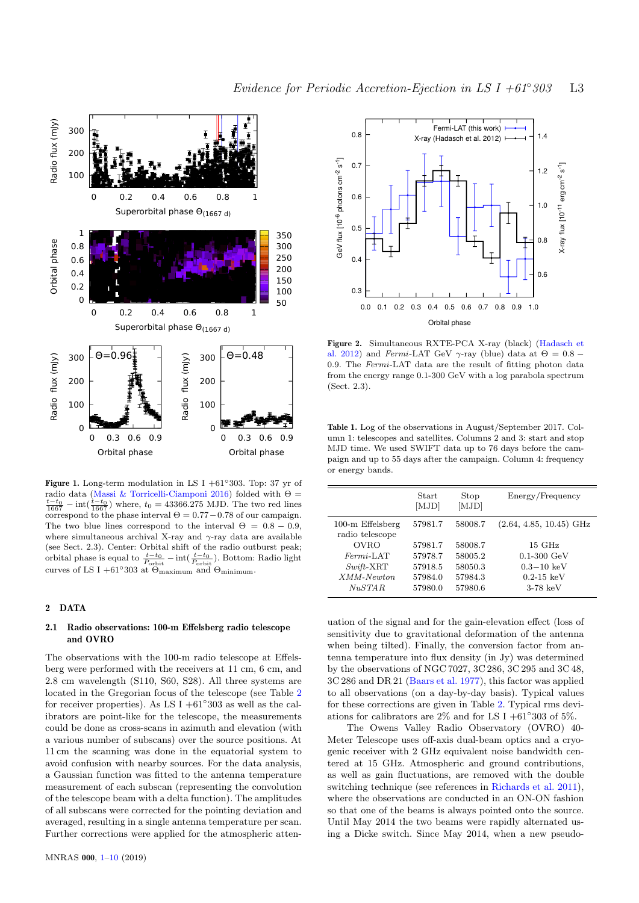**Figure 1.** Long-term modulation in LS I +61°303. Top: 37 yr of radio data (Massi & Torricelli-Ciamponi 2016) folded with $\Theta = \frac{t-t_0}{1667} - \mathrm{int}(\frac{t-t_0}{1667})$ where, $t_0 = 43366.275$ MJD. The two red lines correspond to the phase interval $\Theta = 0.77-0.78$ of our campaign. The two blue lines correspond to the interval $\Theta = 0.8-0.9$, where simultaneous archival X-ray and $\gamma$-ray data are available (see Sect. 2.3). Center: Orbital shift of the radio outburst peak; orbital phase is equal to $\frac{t-t_0}{P_{\rm orbit}} - \mathrm{int}(\frac{t-t_0}{P_{\rm orbit}})$. Bottom: Radio light curves of LS I +61°303 at $\Theta_{\rm maximum}$ and $\Theta_{\rm minimum}$.

**Figure 2.** Simultaneous RXTE-PCA X-ray (black) (Hadasch et al. 2012) and *Fermi*-LAT GeV $\gamma$-ray (blue) data at $\Theta = 0.8-0.9$. The *Fermi*-LAT data are the result of fitting photon data from the energy range 0.1-300 GeV with a log parabola spectrum (Sect. 2.3).

**Table 1.** Log of the observations in August/September 2017. Column 1: telescopes and satellites. Columns 2 and 3: start and stop MJD time. We used SWIFT data up to 76 days before the campaign and up to 55 days after the campaign. Column 4: frequency or energy bands.

| | Start [MJD] | Stop [MJD] | Energy/Frequency |
|---|---|---|---|
| 100-m Effelsberg radio telescope | 57981.7 | 58008.7 | (2.64, 4.85, 10.45) GHz |
| OVRO | 57981.7 | 58008.7 | 15 GHz |
| *Fermi*-LAT | 57978.7 | 58005.2 | 0.1-300 GeV |
| *Swift*-XRT | 57918.5 | 58050.3 | 0.3−10 keV |
| *XMM-Newton* | 57984.0 | 57984.3 | 0.2-15 keV |
| *NuSTAR* | 57980.0 | 57980.6 | 3-78 keV |

## 2 DATA

### 2.1 Radio observations: 100-m Effelsberg radio telescope and OVRO

The observations with the 100-m radio telescope at Effelsberg were performed with the receivers at 11 cm, 6 cm, and 2.8 cm wavelength (S110, S60, S28). All three systems are located in the Gregorian focus of the telescope (see Table 2 for receiver properties). As LS I +61°303 as well as the calibrators are point-like for the telescope, the measurements could be done as cross-scans in azimuth and elevation (with a various number of subscans) over the source positions. At 11 cm the scanning was done in the equatorial system to avoid confusion with nearby sources. For the data analysis, a Gaussian function was fitted to the antenna temperature measurement of each subscan (representing the convolution of the telescope beam with a delta function). The amplitudes of all subscans were corrected for the pointing deviation and averaged, resulting in a single antenna temperature per scan. Further corrections were applied for the atmospheric attenuation of the signal and for the gain-elevation effect (loss of sensitivity due to gravitational deformation of the antenna when being tilted). Finally, the conversion factor from antenna temperature into flux density (in Jy) was determined by the observations of NGC 7027, 3C 286, 3C 295 and 3C 48, 3C 286 and DR 21 (Baars et al. 1977), this factor was applied to all observations (on a day-by-day basis). Typical values for these corrections are given in Table 2. Typical rms deviations for calibrators are 2% and for LS I +61°303 of 5%.

The Owens Valley Radio Observatory (OVRO) 40-Meter Telescope uses off-axis dual-beam optics and a cryogenic receiver with 2 GHz equivalent noise bandwidth centered at 15 GHz. Atmospheric and ground contributions, as well as gain fluctuations, are removed with the double switching technique (see references in Richards et al. 2011), where the observations are conducted in an ON-ON fashion so that one of the beams is always pointed onto the source. Until May 2014 the two beams were rapidly alternated using a Dicke switch. Since May 2014, when a new pseudo-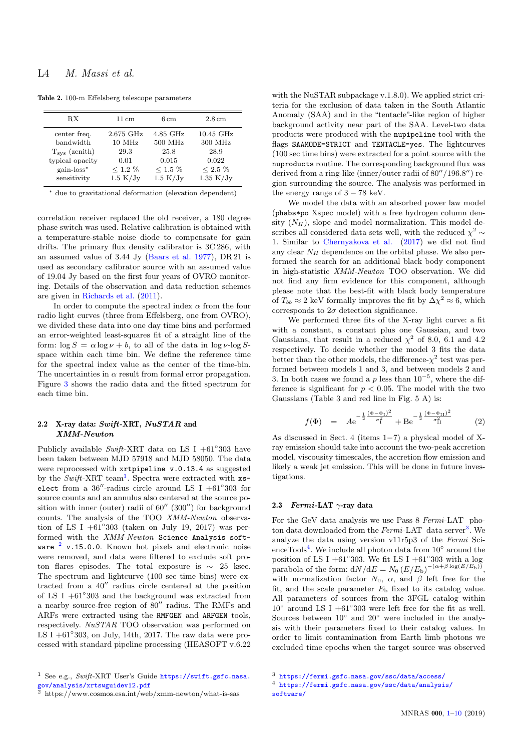**Table 2.** 100-m Effelsberg telescope parameters

| RX | 11 cm | 6 cm | 2.8 cm |
|---|---|---|---|
| center freq. | 2.675 GHz | 4.85 GHz | 10.45 GHz |
| bandwidth | 10 MHz | 500 MHz | 300 MHz |
| $T_{sys}$ (zenith) | 29.3 | 25.8 | 28.9 |
| typical opacity | 0.01 | 0.015 | 0.022 |
| gain-loss* | $\leq 1.2$ % | $\leq 1.5$ % | $\leq 2.5$ % |
| sensitivity | 1.5 K/Jy | 1.5 K/Jy | 1.35 K/Jy |

* due to gravitational deformation (elevation dependent)

correlation receiver replaced the old receiver, a 180 degree phase switch was used. Relative calibration is obtained with a temperature-stable noise diode to compensate for gain drifts. The primary flux density calibrator is 3C 286, with an assumed value of 3.44 Jy (Baars et al. 1977), DR 21 is used as secondary calibrator source with an assumed value of 19.04 Jy based on the first four years of OVRO monitoring. Details of the observation and data reduction schemes are given in Richards et al. (2011).

In order to compute the spectral index $\alpha$ from the four radio light curves (three from Effelsberg, one from OVRO), we divided these data into one day time bins and performed an error-weighted least-squares fit of a straight line of the form: $\log S = \alpha \log \nu + b$, to all of the data in $\log \nu$-$\log S$-space within each time bin. We define the reference time for the spectral index value as the center of the time-bin. The uncertainties in $\alpha$ result from formal error propagation. Figure 3 shows the radio data and the fitted spectrum for each time bin.

### 2.2 X-ray data: *Swift*-XRT, *NuSTAR* and *XMM-Newton*

Publicly available *Swift*-XRT data on LS I $+61^{\circ}303$ have been taken between MJD 57918 and MJD 58050. The data were reprocessed with `xrtpipeline v.0.13.4` as suggested by the *Swift*-XRT team[1]. Spectra were extracted with `xselect` from a $36''$-radius circle around LS I $+61^{\circ}303$ for source counts and an annulus also centered at the source position with inner (outer) radii of $60''$ ($300''$) for background counts. The analysis of the TOO *XMM-Newton* observation of LS I $+61^{\circ}303$ (taken on July 19, 2017) was performed with the *XMM-Newton* `Science Analysis software` [2] `v.15.0.0`. Known hot pixels and electronic noise were removed, and data were filtered to exclude soft proton flares episodes. The total exposure is $\sim$ 25 ksec. The spectrum and lightcurve (100 sec time bins) were extracted from a $40''$ radius circle centered at the position of LS I $+61^{\circ}303$ and the background was extracted from a nearby source-free region of $80''$ radius. The RMFs and ARFs were extracted using the `RMFGEN` and `ARFGEN` tools, respectively. *NuSTAR* TOO observation was performed on LS I $+61^{\circ}303$, on July, 14th, 2017. The raw data were processed with standard pipeline processing (HEASOFT v.6.22 with the NuSTAR subpackage v.1.8.0). We applied strict criteria for the exclusion of data taken in the South Atlantic Anomaly (SAA) and in the "tentacle"-like region of higher background activity near part of the SAA. Level-two data products were produced with the `nupipeline` tool with the flags `SAAMODE=STRICT` and `TENTACLE=yes`. The lightcurves (100 sec time bins) were extracted for a point source with the `nuproducts` routine. The corresponding background flux was derived from a ring-like (inner/outer radii of $80''$/$196.8''$) region surrounding the source. The analysis was performed in the energy range of $3-78$ keV.

We model the data with an absorbed power law model (`phabs*po` Xspec model) with a free hydrogen column density ($N_H$), slope and model normalization. This model describes all considered data sets well, with the reduced $\chi^2 \sim 1$. Similar to Chernyakova et al. (2017) we did not find any clear $N_H$ dependence on the orbital phase. We also performed the search for an additional black body component in high-statistic *XMM-Newton* TOO observation. We did not find any firm evidence for this component, although please note that the best-fit with black body temperature of $T_{bb} \approx 2$ keV formally improves the fit by $\Delta\chi^2 \approx 6$, which corresponds to $2\sigma$ detection significance.

We performed three fits of the X-ray light curve: a fit with a constant, a constant plus one Gaussian, and two Gaussians, that result in a reduced $\chi^2$ of 8.0, 6.1 and 4.2 respectively. To decide whether the model 3 fits the data better than the other models, the difference-$\chi^2$ test was performed between models 1 and 3, and between models 2 and 3. In both cases we found a $p$ less than $10^{-5}$, where the difference is significant for $p < 0.05$. The model with the two Gaussians (Table 3 and red line in Fig. 5 A) is:

$$f(\Phi) \quad = \quad A e^{-\frac{1}{2}\frac{(\Phi-\Phi_{\rm I})^2}{\sigma_{\rm I}^2}} + B e^{-\frac{1}{2}\frac{(\Phi-\Phi_{\rm II})^2}{\sigma_{\rm II}^2}} \tag{2}$$

As discussed in Sect. 4 (items $1-7$) a physical model of X-ray emission should take into account the two-peak accretion model, viscousity timescales, the accretion flow emission and likely a weak jet emission. This will be done in future investigations.

### 2.3 *Fermi*-LAT $\gamma$-ray data

For the GeV data analysis we use Pass 8 *Fermi*-LAT photon data downloaded from the *Fermi*-LAT data server[3]. We analyze the data using version v11r5p3 of the *Fermi* ScienceTools[4]. We include all photon data from $10^{\circ}$ around the position of LS I $+61^{\circ}303$. We fit LS I $+61^{\circ}303$ with a log-parabola of the form: $\mathrm{d}N/\mathrm{d}E = N_0 \left(E/E_{\rm b}\right)^{-(\alpha+\beta\log(E/E_{\rm b}))}$, with normalization factor $N_0$, $\alpha$, and $\beta$ left free for the fit, and the scale parameter $E_{\rm b}$ fixed to its catalog value. All parameters of sources from the 3FGL catalog within $10^{\circ}$ around LS I $+61^{\circ}303$ were left free for the fit as well. Sources between $10^{\circ}$ and $20^{\circ}$ were included in the analysis with their parameters fixed to their catalog values. In order to limit contamination from Earth limb photons we excluded time epochs when the target source was observed

---

[1] See e.g., *Swift*-XRT User's Guide https://swift.gsfc.nasa.gov/analysis/xrtswguidev12.pdf

[2] https://www.cosmos.esa.int/web/xmm-newton/what-is-sas

[3] https://fermi.gsfc.nasa.gov/ssc/data/access/

[4] https://fermi.gsfc.nasa.gov/ssc/data/analysis/software/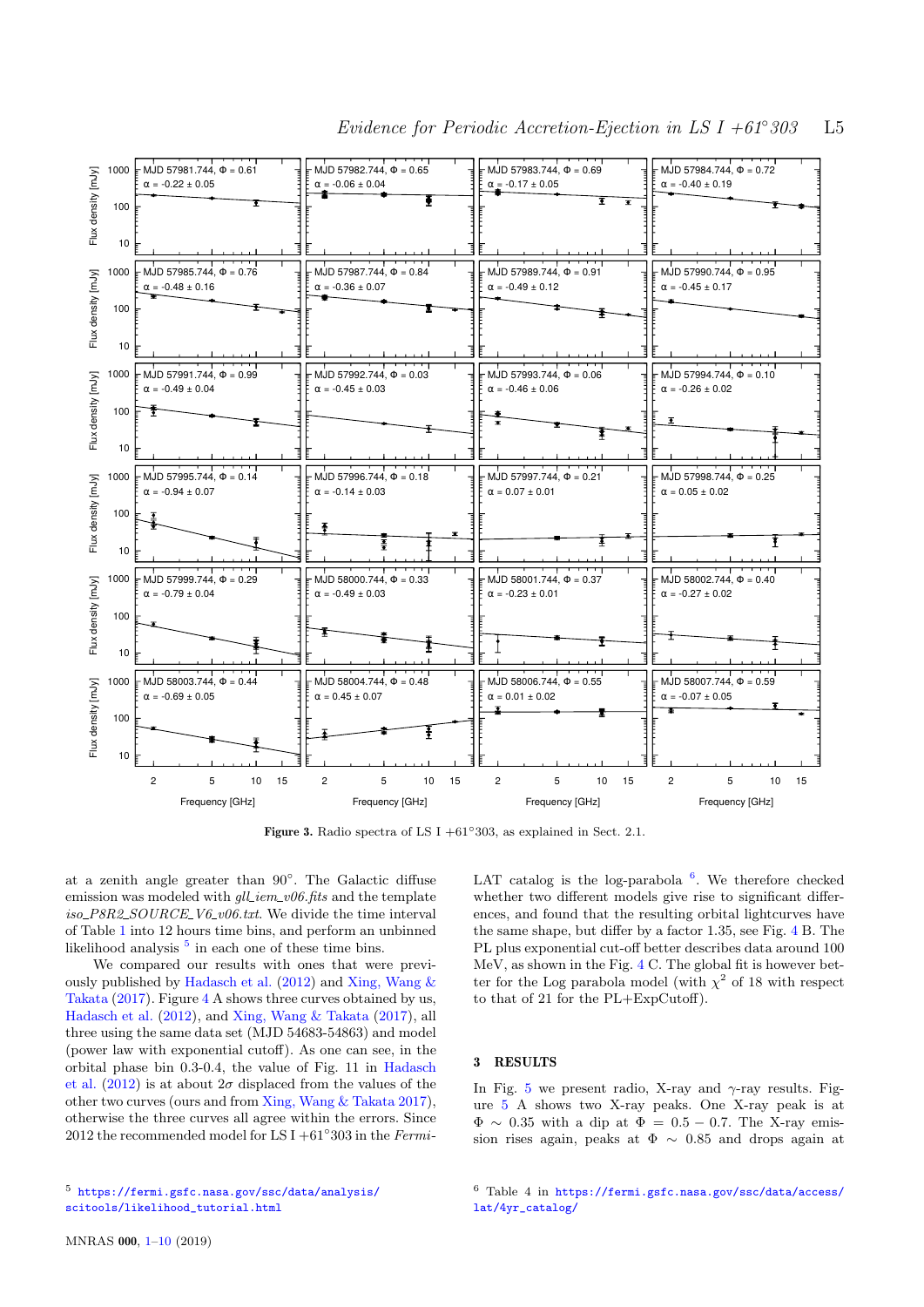Figure 3. Radio spectra of LS I +61°303, as explained in Sect. 2.1.

at a zenith angle greater than 90°. The Galactic diffuse emission was modeled with *gll_iem_v06.fits* and the template *iso_P8R2_SOURCE_V6_v06.txt*. We divide the time interval of Table 1 into 12 hours time bins, and perform an unbinned likelihood analysis [5] in each one of these time bins.

We compared our results with ones that were previously published by Hadasch et al. (2012) and Xing, Wang & Takata (2017). Figure 4 A shows three curves obtained by us, Hadasch et al. (2012), and Xing, Wang & Takata (2017), all three using the same data set (MJD 54683-54863) and model (power law with exponential cutoff). As one can see, in the orbital phase bin 0.3-0.4, the value of Fig. 11 in Hadasch et al. (2012) is at about $2\sigma$ displaced from the values of the other two curves (ours and from Xing, Wang & Takata 2017), otherwise the three curves all agree within the errors. Since 2012 the recommended model for LS I +61°303 in the *Fermi*-LAT catalog is the log-parabola [6]. We therefore checked whether two different models give rise to significant differences, and found that the resulting orbital lightcurves have the same shape, but differ by a factor 1.35, see Fig. 4 B. The PL plus exponential cut-off better describes data around 100 MeV, as shown in the Fig. 4 C. The global fit is however better for the Log parabola model (with $\chi^2$ of 18 with respect to that of 21 for the PL+ExpCutoff).

## 3 RESULTS

In Fig. 5 we present radio, X-ray and $\gamma$-ray results. Figure 5 A shows two X-ray peaks. One X-ray peak is at $\Phi \sim 0.35$ with a dip at $\Phi = 0.5 - 0.7$. The X-ray emission rises again, peaks at $\Phi \sim 0.85$ and drops again at

[5] https://fermi.gsfc.nasa.gov/ssc/data/analysis/scitools/likelihood_tutorial.html

[6] Table 4 in https://fermi.gsfc.nasa.gov/ssc/data/access/lat/4yr_catalog/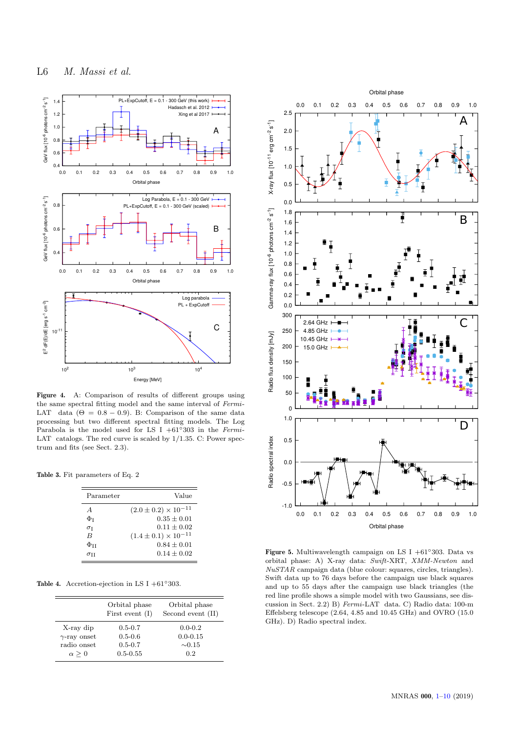**Figure 4.** A: Comparison of results of different groups using the same spectral fitting model and the same interval of *Fermi*-LAT data ($\Theta = 0.8 - 0.9$). B: Comparison of the same data processing but two different spectral fitting models. The Log Parabola is the model used for LS I +61°303 in the *Fermi*-LAT catalogs. The red curve is scaled by 1/1.35. C: Power spectrum and fits (see Sect. 2.3).

**Table 3.** Fit parameters of Eq. 2

| Parameter | Value |
|---|---|
| $A$ | $(2.0 \pm 0.2) \times 10^{-11}$ |
| $\Phi_{\rm I}$ | $0.35 \pm 0.01$ |
| $\sigma_{\rm I}$ | $0.11 \pm 0.02$ |
| $B$ | $(1.4 \pm 0.1) \times 10^{-11}$ |
| $\Phi_{\rm II}$ | $0.84 \pm 0.01$ |
| $\sigma_{\rm II}$ | $0.14 \pm 0.02$ |

**Table 4.** Accretion-ejection in LS I +61°303.

| | Orbital phase First event (I) | Orbital phase Second event (II) |
|---|---|---|
| X-ray dip | 0.5-0.7 | 0.0-0.2 |
| $\gamma$-ray onset | 0.5-0.6 | 0.0-0.15 |
| radio onset | 0.5-0.7 | $\sim$0.15 |
| $\alpha \geq 0$ | 0.5-0.55 | 0.2 |

**Figure 5.** Multiwavelength campaign on LS I +61°303. Data vs orbital phase: A) X-ray data: *Swift*-XRT, *XMM-Newton* and *NuSTAR* campaign data (blue colour: squares, circles, triangles). Swift data up to 76 days before the campaign use black squares and up to 55 days after the campaign use black triangles (the red line profile shows a simple model with two Gaussians, see discussion in Sect. 2.2) B) *Fermi*-LAT data. C) Radio data: 100-m Effelsberg telescope (2.64, 4.85 and 10.45 GHz) and OVRO (15.0 GHz). D) Radio spectral index.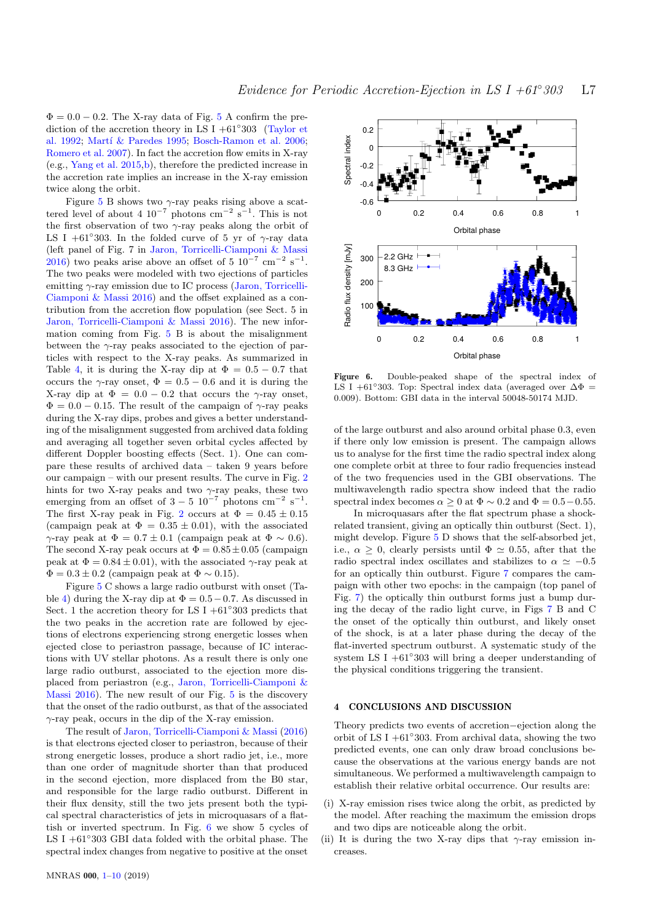$\Phi = 0.0 - 0.2$. The X-ray data of Fig. 5 A confirm the prediction of the accretion theory in LS I +61°303 (Taylor et al. 1992; Martí & Paredes 1995; Bosch-Ramon et al. 2006; Romero et al. 2007). In fact the accretion flow emits in X-ray (e.g., Yang et al. 2015,b), therefore the predicted increase in the accretion rate implies an increase in the X-ray emission twice along the orbit.

Figure 5 B shows two $\gamma$-ray peaks rising above a scattered level of about 4 $10^{-7}$ photons cm$^{-2}$ s$^{-1}$. This is not the first observation of two $\gamma$-ray peaks along the orbit of LS I +61°303. In the folded curve of 5 yr of $\gamma$-ray data (left panel of Fig. 7 in Jaron, Torricelli-Ciamponi & Massi 2016) two peaks arise above an offset of 5 $10^{-7}$ cm$^{-2}$ s$^{-1}$. The two peaks were modeled with two ejections of particles emitting $\gamma$-ray emission due to IC process (Jaron, Torricelli-Ciamponi & Massi 2016) and the offset explained as a contribution from the accretion flow population (see Sect. 5 in Jaron, Torricelli-Ciamponi & Massi 2016). The new information coming from Fig. 5 B is about the misalignment between the $\gamma$-ray peaks associated to the ejection of particles with respect to the X-ray peaks. As summarized in Table 4, it is during the X-ray dip at $\Phi = 0.5 - 0.7$ that occurs the $\gamma$-ray onset, $\Phi = 0.5 - 0.6$ and it is during the X-ray dip at $\Phi = 0.0 - 0.2$ that occurs the $\gamma$-ray onset, $\Phi = 0.0 - 0.15$. The result of the campaign of $\gamma$-ray peaks during the X-ray dips, probes and gives a better understanding of the misalignment suggested from archived data folding and averaging all together seven orbital cycles affected by different Doppler boosting effects (Sect. 1). One can compare these results of archived data – taken 9 years before our campaign – with our present results. The curve in Fig. 2 hints for two X-ray peaks and two $\gamma$-ray peaks, these two emerging from an offset of $3 - 5$ $10^{-7}$ photons cm$^{-2}$ s$^{-1}$. The first X-ray peak in Fig. 2 occurs at $\Phi = 0.45 \pm 0.15$ (campaign peak at $\Phi = 0.35 \pm 0.01$), with the associated $\gamma$-ray peak at $\Phi = 0.7 \pm 0.1$ (campaign peak at $\Phi \sim 0.6$). The second X-ray peak occurs at $\Phi = 0.85 \pm 0.05$ (campaign peak at $\Phi = 0.84 \pm 0.01$), with the associated $\gamma$-ray peak at $\Phi = 0.3 \pm 0.2$ (campaign peak at $\Phi \sim 0.15$).

Figure 5 C shows a large radio outburst with onset (Table 4) during the X-ray dip at $\Phi = 0.5 - 0.7$. As discussed in Sect. 1 the accretion theory for LS I +61°303 predicts that the two peaks in the accretion rate are followed by ejections of electrons experiencing strong energetic losses when ejected close to periastron passage, because of IC interactions with UV stellar photons. As a result there is only one large radio outburst, associated to the ejection more displaced from periastron (e.g., Jaron, Torricelli-Ciamponi & Massi 2016). The new result of our Fig. 5 is the discovery that the onset of the radio outburst, as that of the associated $\gamma$-ray peak, occurs in the dip of the X-ray emission.

The result of Jaron, Torricelli-Ciamponi & Massi (2016) is that electrons ejected closer to periastron, because of their strong energetic losses, produce a short radio jet, i.e., more than one order of magnitude shorter than that produced in the second ejection, more displaced from the B0 star, and responsible for the large radio outburst. Different in their flux density, still the two jets present both the typical spectral characteristics of jets in microquasars of a flattish or inverted spectrum. In Fig. 6 we show 5 cycles of LS I +61°303 GBI data folded with the orbital phase. The spectral index changes from negative to positive at the onset of the large outburst and also around orbital phase 0.3, even if there only low emission is present. The campaign allows us to analyse for the first time the radio spectral index along one complete orbit at three to four radio frequencies instead of the two frequencies used in the GBI observations. The multiwavelength radio spectra show indeed that the radio spectral index becomes $\alpha \geq 0$ at $\Phi \sim 0.2$ and $\Phi = 0.5 - 0.55$.

**Figure 6.** Double-peaked shape of the spectral index of LS I +61°303. Top: Spectral index data (averaged over $\Delta\Phi = 0.009$). Bottom: GBI data in the interval 50048-50174 MJD.

In microquasars after the flat spectrum phase a shock-related transient, giving an optically thin outburst (Sect. 1), might develop. Figure 5 D shows that the self-absorbed jet, i.e., $\alpha \geq 0$, clearly persists until $\Phi \simeq 0.55$, after that the radio spectral index oscillates and stabilizes to $\alpha \simeq -0.5$ for an optically thin outburst. Figure 7 compares the campaign with other two epochs: in the campaign (top panel of Fig. 7) the optically thin outburst forms just a bump during the decay of the radio light curve, in Figs 7 B and C the onset of the optically thin outburst, and likely onset of the shock, is at a later phase during the decay of the flat-inverted spectrum outburst. A systematic study of the system LS I +61°303 will bring a deeper understanding of the physical conditions triggering the transient.

## 4 CONCLUSIONS AND DISCUSSION

Theory predicts two events of accretion−ejection along the orbit of LS I +61°303. From archival data, showing the two predicted events, one can only draw broad conclusions because the observations at the various energy bands are not simultaneous. We performed a multiwavelength campaign to establish their relative orbital occurrence. Our results are:

(i) X-ray emission rises twice along the orbit, as predicted by the model. After reaching the maximum the emission drops and two dips are noticeable along the orbit.

(ii) It is during the two X-ray dips that $\gamma$-ray emission increases.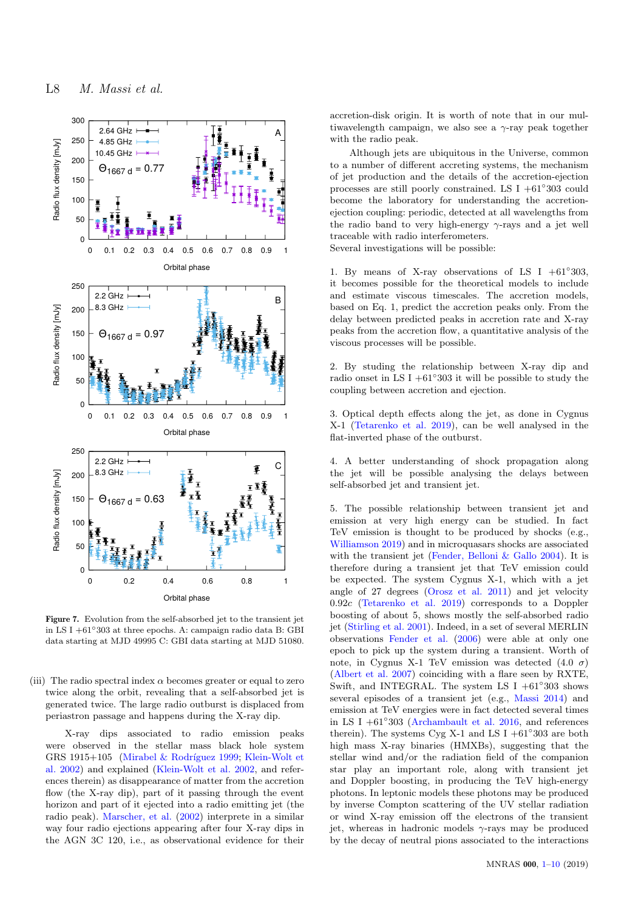**Figure 7.** Evolution from the self-absorbed jet to the transient jet in LS I +61°303 at three epochs. A: campaign radio data B: GBI data starting at MJD 49995 C: GBI data starting at MJD 51080.

(iii) The radio spectral index $\alpha$ becomes greater or equal to zero twice along the orbit, revealing that a self-absorbed jet is generated twice. The large radio outburst is displaced from periastron passage and happens during the X-ray dip.

X-ray dips associated to radio emission peaks were observed in the stellar mass black hole system GRS 1915+105 (Mirabel & Rodríguez 1999; Klein-Wolt et al. 2002) and explained (Klein-Wolt et al. 2002, and references therein) as disappearance of matter from the accretion flow (the X-ray dip), part of it passing through the event horizon and part of it ejected into a radio emitting jet (the radio peak). Marscher, et al. (2002) interprete in a similar way four radio ejections appearing after four X-ray dips in the AGN 3C 120, i.e., as observational evidence for their accretion-disk origin. It is worth of note that in our multiwavelength campaign, we also see a $\gamma$-ray peak together with the radio peak.

Although jets are ubiquitous in the Universe, common to a number of different accreting systems, the mechanism of jet production and the details of the accretion-ejection processes are still poorly constrained. LS I +61°303 could become the laboratory for understanding the accretion-ejection coupling: periodic, detected at all wavelengths from the radio band to very high-energy $\gamma$-rays and a jet well traceable with radio interferometers.
Several investigations will be possible:

1. By means of X-ray observations of LS I +61°303, it becomes possible for the theoretical models to include and estimate viscous timescales. The accretion models, based on Eq. 1, predict the accretion peaks only. From the delay between predicted peaks in accretion rate and X-ray peaks from the accretion flow, a quantitative analysis of the viscous processes will be possible.

2. By studing the relationship between X-ray dip and radio onset in LS I +61°303 it will be possible to study the coupling between accretion and ejection.

3. Optical depth effects along the jet, as done in Cygnus X-1 (Tetarenko et al. 2019), can be well analysed in the flat-inverted phase of the outburst.

4. A better understanding of shock propagation along the jet will be possible analysing the delays between self-absorbed jet and transient jet.

5. The possible relationship between transient jet and emission at very high energy can be studied. In fact TeV emission is thought to be produced by shocks (e.g., Williamson 2019) and in microquasars shocks are associated with the transient jet (Fender, Belloni & Gallo 2004). It is therefore during a transient jet that TeV emission could be expected. The system Cygnus X-1, which with a jet angle of 27 degrees (Orosz et al. 2011) and jet velocity 0.92c (Tetarenko et al. 2019) corresponds to a Doppler boosting of about 5, shows mostly the self-absorbed radio jet (Stirling et al. 2001). Indeed, in a set of several MERLIN observations Fender et al. (2006) were able at only one epoch to pick up the system during a transient. Worth of note, in Cygnus X-1 TeV emission was detected (4.0 $\sigma$) (Albert et al. 2007) coinciding with a flare seen by RXTE, Swift, and INTEGRAL. The system LS I +61°303 shows several episodes of a transient jet (e.g., Massi 2014) and emission at TeV energies were in fact detected several times in LS I +61°303 (Archambault et al. 2016, and references therein). The systems Cyg X-1 and LS I +61°303 are both high mass X-ray binaries (HMXBs), suggesting that the stellar wind and/or the radiation field of the companion star play an important role, along with transient jet and Doppler boosting, in producing the TeV high-energy photons. In leptonic models these photons may be produced by inverse Compton scattering of the UV stellar radiation or wind X-ray emission off the electrons of the transient jet, whereas in hadronic models $\gamma$-rays may be produced by the decay of neutral pions associated to the interactions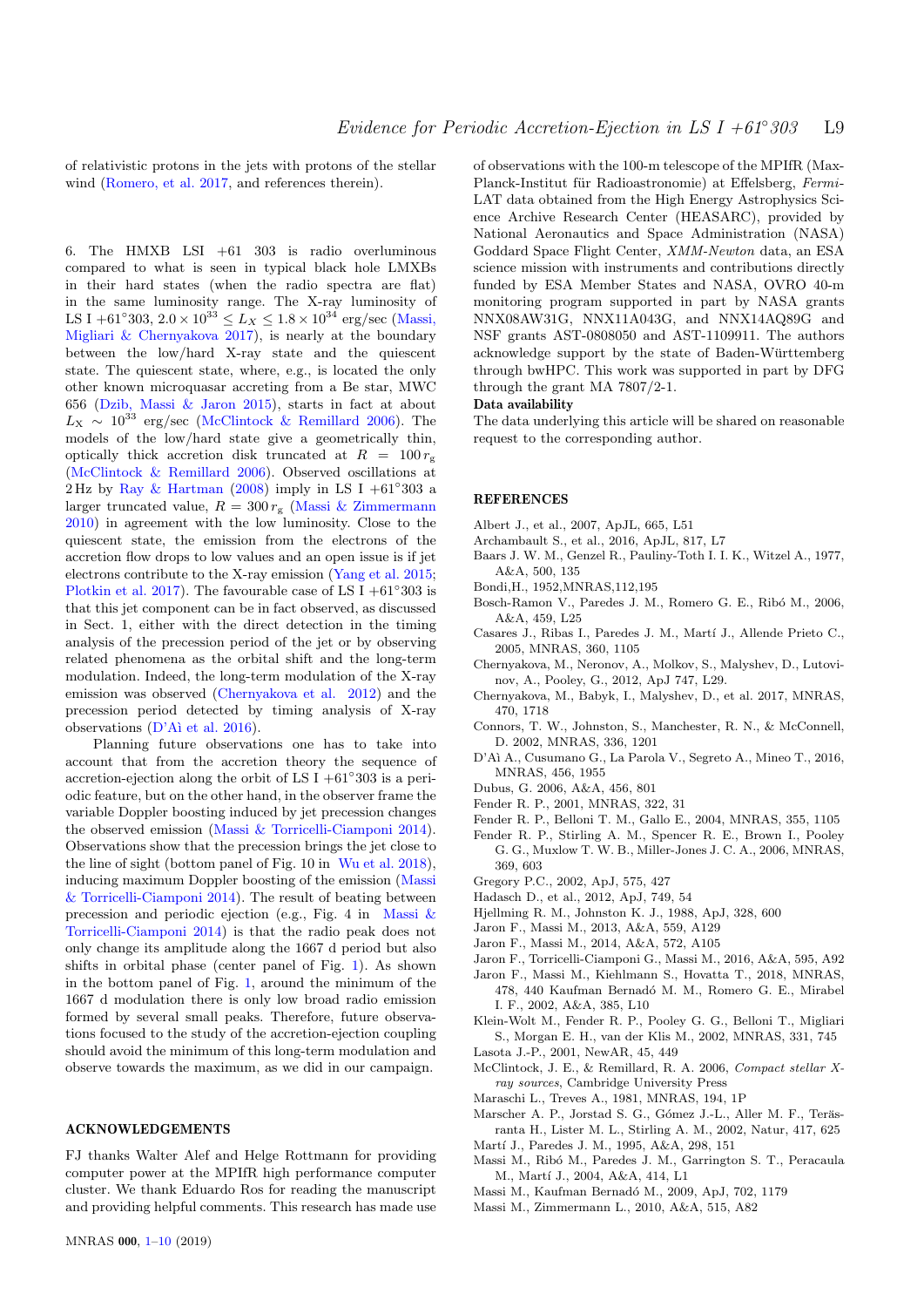of relativistic protons in the jets with protons of the stellar wind (Romero, et al. 2017, and references therein).

6. The HMXB LSI +61 303 is radio overluminous compared to what is seen in typical black hole LMXBs in their hard states (when the radio spectra are flat) in the same luminosity range. The X-ray luminosity of LS I +61°303, $2.0 \times 10^{33} \leq L_X \leq 1.8 \times 10^{34}$ erg/sec (Massi, Migliari & Chernyakova 2017), is nearly at the boundary between the low/hard X-ray state and the quiescent state. The quiescent state, where, e.g., is located the only other known microquasar accreting from a Be star, MWC 656 (Dzib, Massi & Jaron 2015), starts in fact at about $L_X \sim 10^{33}$ erg/sec (McClintock & Remillard 2006). The models of the low/hard state give a geometrically thin, optically thick accretion disk truncated at $R = 100\, r_g$ (McClintock & Remillard 2006). Observed oscillations at 2 Hz by Ray & Hartman (2008) imply in LS I +61°303 a larger truncated value, $R = 300\, r_g$ (Massi & Zimmermann 2010) in agreement with the low luminosity. Close to the quiescent state, the emission from the electrons of the accretion flow drops to low values and an open issue is if jet electrons contribute to the X-ray emission (Yang et al. 2015; Plotkin et al. 2017). The favourable case of LS I +61°303 is that this jet component can be in fact observed, as discussed in Sect. 1, either with the direct detection in the timing analysis of the precession period of the jet or by observing related phenomena as the orbital shift and the long-term modulation. Indeed, the long-term modulation of the X-ray emission was observed (Chernyakova et al. 2012) and the precession period detected by timing analysis of X-ray observations (D'Aì et al. 2016).

Planning future observations one has to take into account that from the accretion theory the sequence of accretion-ejection along the orbit of LS I +61°303 is a periodic feature, but on the other hand, in the observer frame the variable Doppler boosting induced by jet precession changes the observed emission (Massi & Torricelli-Ciamponi 2014). Observations show that the precession brings the jet close to the line of sight (bottom panel of Fig. 10 in Wu et al. 2018), inducing maximum Doppler boosting of the emission (Massi & Torricelli-Ciamponi 2014). The result of beating between precession and periodic ejection (e.g., Fig. 4 in Massi & Torricelli-Ciamponi 2014) is that the radio peak does not only change its amplitude along the 1667 d period but also shifts in orbital phase (center panel of Fig. 1). As shown in the bottom panel of Fig. 1, around the minimum of the 1667 d modulation there is only low broad radio emission formed by several small peaks. Therefore, future observations focused to the study of the accretion-ejection coupling should avoid the minimum of this long-term modulation and observe towards the maximum, as we did in our campaign.

## ACKNOWLEDGEMENTS

FJ thanks Walter Alef and Helge Rottmann for providing computer power at the MPIfR high performance computer cluster. We thank Eduardo Ros for reading the manuscript and providing helpful comments. This research has made use of observations with the 100-m telescope of the MPIfR (Max-Planck-Institut für Radioastronomie) at Effelsberg, *Fermi*-LAT data obtained from the High Energy Astrophysics Science Archive Research Center (HEASARC), provided by National Aeronautics and Space Administration (NASA) Goddard Space Flight Center, *XMM-Newton* data, an ESA science mission with instruments and contributions directly funded by ESA Member States and NASA, OVRO 40-m monitoring program supported in part by NASA grants NNX08AW31G, NNX11A043G, and NNX14AQ89G and NSF grants AST-0808050 and AST-1109911. The authors acknowledge support by the state of Baden-Württemberg through bwHPC. This work was supported in part by DFG through the grant MA 7807/2-1.

**Data availability**

The data underlying this article will be shared on reasonable request to the corresponding author.

## REFERENCES

Albert J., et al., 2007, ApJL, 665, L51

Archambault S., et al., 2016, ApJL, 817, L7

Baars J. W. M., Genzel R., Pauliny-Toth I. I. K., Witzel A., 1977, A&A, 500, 135

Bondi,H., 1952,MNRAS,112,195

Bosch-Ramon V., Paredes J. M., Romero G. E., Ribó M., 2006, A&A, 459, L25

Casares J., Ribas I., Paredes J. M., Martí J., Allende Prieto C., 2005, MNRAS, 360, 1105

Chernyakova, M., Neronov, A., Molkov, S., Malyshev, D., Lutovinov, A., Pooley, G., 2012, ApJ 747, L29.

Chernyakova, M., Babyk, I., Malyshev, D., et al. 2017, MNRAS, 470, 1718

Connors, T. W., Johnston, S., Manchester, R. N., & McConnell, D. 2002, MNRAS, 336, 1201

D'Aì A., Cusumano G., La Parola V., Segreto A., Mineo T., 2016, MNRAS, 456, 1955

Dubus, G. 2006, A&A, 456, 801

Fender R. P., 2001, MNRAS, 322, 31

Fender R. P., Belloni T. M., Gallo E., 2004, MNRAS, 355, 1105

Fender R. P., Stirling A. M., Spencer R. E., Brown I., Pooley G. G., Muxlow T. W. B., Miller-Jones J. C. A., 2006, MNRAS, 369, 603

Gregory P.C., 2002, ApJ, 575, 427

Hadasch D., et al., 2012, ApJ, 749, 54

Hjellming R. M., Johnston K. J., 1988, ApJ, 328, 600

Jaron F., Massi M., 2013, A&A, 559, A129

Jaron F., Massi M., 2014, A&A, 572, A105

Jaron F., Torricelli-Ciamponi G., Massi M., 2016, A&A, 595, A92

Jaron F., Massi M., Kiehlmann S., Hovatta T., 2018, MNRAS, 478, 440 Kaufman Bernadó M. M., Romero G. E., Mirabel I. F., 2002, A&A, 385, L10

Klein-Wolt M., Fender R. P., Pooley G. G., Belloni T., Migliari S., Morgan E. H., van der Klis M., 2002, MNRAS, 331, 745

Lasota J.-P., 2001, NewAR, 45, 449

McClintock, J. E., & Remillard, R. A. 2006, *Compact stellar X-ray sources*, Cambridge University Press

Maraschi L., Treves A., 1981, MNRAS, 194, 1P

Marscher A. P., Jorstad S. G., Gómez J.-L., Aller M. F., Teräsranta H., Lister M. L., Stirling A. M., 2002, Natur, 417, 625

Martí J., Paredes J. M., 1995, A&A, 298, 151

Massi M., Ribó M., Paredes J. M., Garrington S. T., Peracaula M., Martí J., 2004, A&A, 414, L1

Massi M., Kaufman Bernadó M., 2009, ApJ, 702, 1179

Massi M., Zimmermann L., 2010, A&A, 515, A82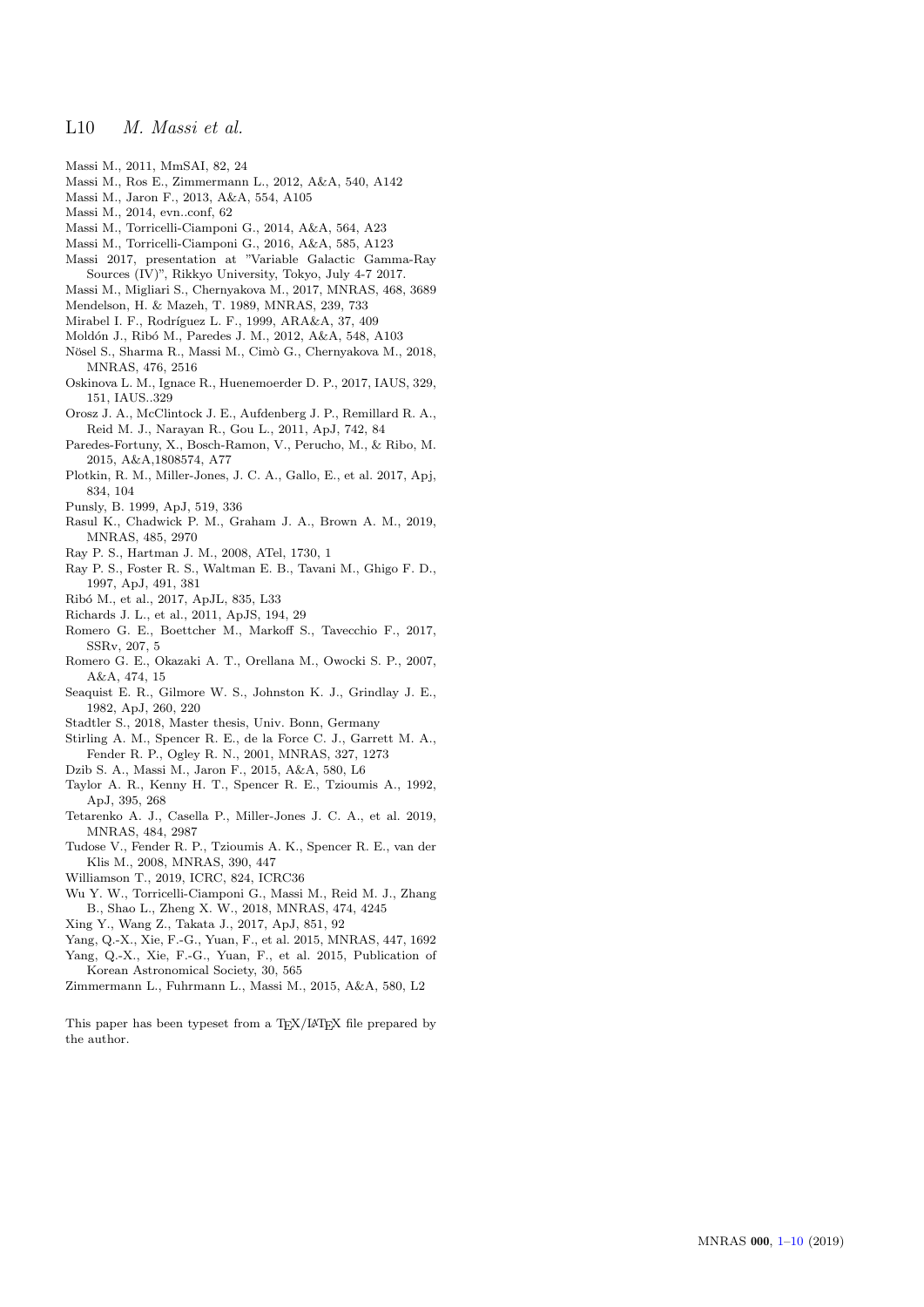Massi M., 2011, MmSAI, 82, 24

Massi M., Ros E., Zimmermann L., 2012, A&A, 540, A142

Massi M., Jaron F., 2013, A&A, 554, A105

Massi M., 2014, evn..conf, 62

Massi M., Torricelli-Ciamponi G., 2014, A&A, 564, A23

Massi M., Torricelli-Ciamponi G., 2016, A&A, 585, A123

Massi 2017, presentation at "Variable Galactic Gamma-Ray Sources (IV)", Rikkyo University, Tokyo, July 4-7 2017.

Massi M., Migliari S., Chernyakova M., 2017, MNRAS, 468, 3689

Mendelson, H. & Mazeh, T. 1989, MNRAS, 239, 733

Mirabel I. F., Rodríguez L. F., 1999, ARA&A, 37, 409

Moldón J., Ribó M., Paredes J. M., 2012, A&A, 548, A103

Nösel S., Sharma R., Massi M., Cimò G., Chernyakova M., 2018, MNRAS, 476, 2516

Oskinova L. M., Ignace R., Huenemoerder D. P., 2017, IAUS, 329, 151, IAUS..329

Orosz J. A., McClintock J. E., Aufdenberg J. P., Remillard R. A., Reid M. J., Narayan R., Gou L., 2011, ApJ, 742, 84

Paredes-Fortuny, X., Bosch-Ramon, V., Perucho, M., & Ribo, M. 2015, A&A,1808574, A77

Plotkin, R. M., Miller-Jones, J. C. A., Gallo, E., et al. 2017, Apj, 834, 104

Punsly, B. 1999, ApJ, 519, 336

Rasul K., Chadwick P. M., Graham J. A., Brown A. M., 2019, MNRAS, 485, 2970

Ray P. S., Hartman J. M., 2008, ATel, 1730, 1

Ray P. S., Foster R. S., Waltman E. B., Tavani M., Ghigo F. D., 1997, ApJ, 491, 381

Ribó M., et al., 2017, ApJL, 835, L33

Richards J. L., et al., 2011, ApJS, 194, 29

Romero G. E., Boettcher M., Markoff S., Tavecchio F., 2017, SSRv, 207, 5

Romero G. E., Okazaki A. T., Orellana M., Owocki S. P., 2007, A&A, 474, 15

Seaquist E. R., Gilmore W. S., Johnston K. J., Grindlay J. E., 1982, ApJ, 260, 220

Stadtler S., 2018, Master thesis, Univ. Bonn, Germany

Stirling A. M., Spencer R. E., de la Force C. J., Garrett M. A., Fender R. P., Ogley R. N., 2001, MNRAS, 327, 1273

Dzib S. A., Massi M., Jaron F., 2015, A&A, 580, L6

Taylor A. R., Kenny H. T., Spencer R. E., Tzioumis A., 1992, ApJ, 395, 268

Tetarenko A. J., Casella P., Miller-Jones J. C. A., et al. 2019, MNRAS, 484, 2987

Tudose V., Fender R. P., Tzioumis A. K., Spencer R. E., van der Klis M., 2008, MNRAS, 390, 447

Williamson T., 2019, ICRC, 824, ICRC36

Wu Y. W., Torricelli-Ciamponi G., Massi M., Reid M. J., Zhang B., Shao L., Zheng X. W., 2018, MNRAS, 474, 4245

Xing Y., Wang Z., Takata J., 2017, ApJ, 851, 92

Yang, Q.-X., Xie, F.-G., Yuan, F., et al. 2015, MNRAS, 447, 1692

Yang, Q.-X., Xie, F.-G., Yuan, F., et al. 2015, Publication of Korean Astronomical Society, 30, 565

Zimmermann L., Fuhrmann L., Massi M., 2015, A&A, 580, L2

This paper has been typeset from a TEX/LATEX file prepared by the author.